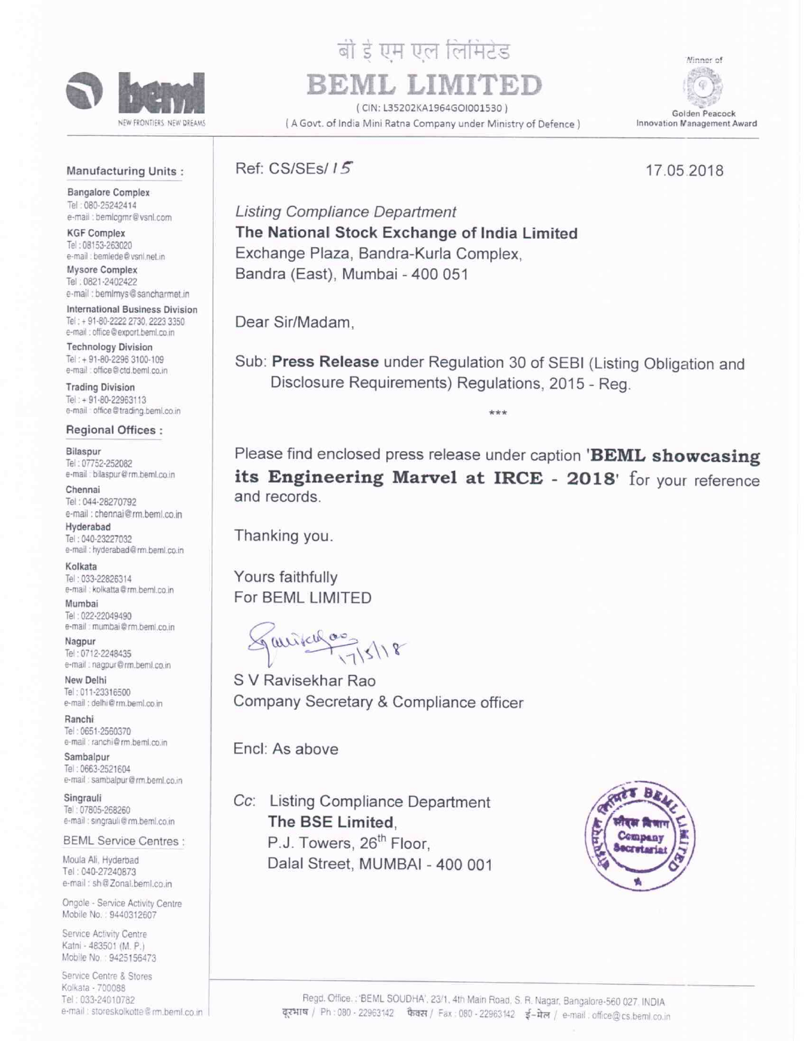# बी इ एम एल लिमिटेड

# BEML LIMITED

( CIN: L35202KA1964GOI001530 )

( A Govt. of India Mini Ratna Company under Ministry of Defence )

Winner of Golden Peacock Innovation Management Award

**Manufacturing Units :**

**Bangalore Complex**
Tel : 080-25242414
e-mail : bemlcgmr@vsnl.com

**KGF Complex**
Tel : 08153-263020
e-mail : bemlede@vsnl.net.in

**Mysore Complex**
Tel : 0821-2402422
e-mail : bemlmys@sancharmet.in

**International Business Division**
Tel : + 91-80-2222 2730, 2223 3350
e-mail : office@export.beml.co.in

**Technology Division**
Tel : + 91-80-2296 3100-109
e-mail : office@ctd.beml.co.in

**Trading Division**
Tel : + 91-80-22963113
e-mail : office@trading.beml.co.in

**Regional Offices :**

**Bilaspur**
Tel : 07752-252082
e-mail : bilaspur@rm.beml.co.in

**Chennai**
Tel : 044-28270792
e-mail : chennai@rm.beml.co.in

**Hyderabad**
Tel : 040-23227032
e-mail : hyderabad@rm.beml.co.in

**Kolkata**
Tel : 033-22826314
e-mail : kolkatta@rm.beml.co.in

**Mumbai**
Tel : 022-22049490
e-mail : mumbai@rm.beml.co.in

**Nagpur**
Tel : 0712-2248435
e-mail : nagpur@rm.beml.co.in

**New Delhi**
Tel : 011-23316500
e-mail : delhi@rm.beml.co.in

**Ranchi**
Tel : 0651-2560370
e-mail : ranchi@rm.beml.co.in

**Sambalpur**
Tel : 0663-2521604
e-mail : sambalpur@rm.beml.co.in

**Singrauli**
Tel : 07805-268260
e-mail : singrauli@rm.beml.co.in

**BEML Service Centres :**

Moula Ali, Hyderbad
Tel : 040-27240873
e-mail : sh@Zonal.beml.co.in

Ongole - Service Activity Centre
Mobile No. : 9440312607

Service Activity Centre
Katni - 483501 (M. P.)
Mobile No. : 9425156473

Service Centre & Stores
Kolkata - 700088
Tel : 033-24010782
e-mail : storeskolkotte@rm.beml.co.in

---

Ref: CS/SEs/ 15

17.05.2018

*Listing Compliance Department*
**The National Stock Exchange of India Limited**
Exchange Plaza, Bandra-Kurla Complex,
Bandra (East), Mumbai - 400 051

Dear Sir/Madam,

Sub: **Press Release** under Regulation 30 of SEBI (Listing Obligation and Disclosure Requirements) Regulations, 2015 - Reg.

***

Please find enclosed press release under caption '**BEML showcasing its Engineering Marvel at IRCE - 2018**' for your reference and records.

Thanking you.

Yours faithfully
For BEML LIMITED

17/5/18

S V Ravisekhar Rao
Company Secretary & Compliance officer

Encl: As above

*Cc:* Listing Compliance Department
**The BSE Limited**,
P.J. Towers, 26th Floor,
Dalal Street, MUMBAI - 400 001

Regd. Office : 'BEML SOUDHA', 23/1, 4th Main Road, S. R. Nagar, Bangalore-560 027. INDIA
दूरभाष / Ph : 080 - 22963142 फैक्स / Fax : 080 - 22963142 ई-मेल / e-mail : office@cs.beml.co.in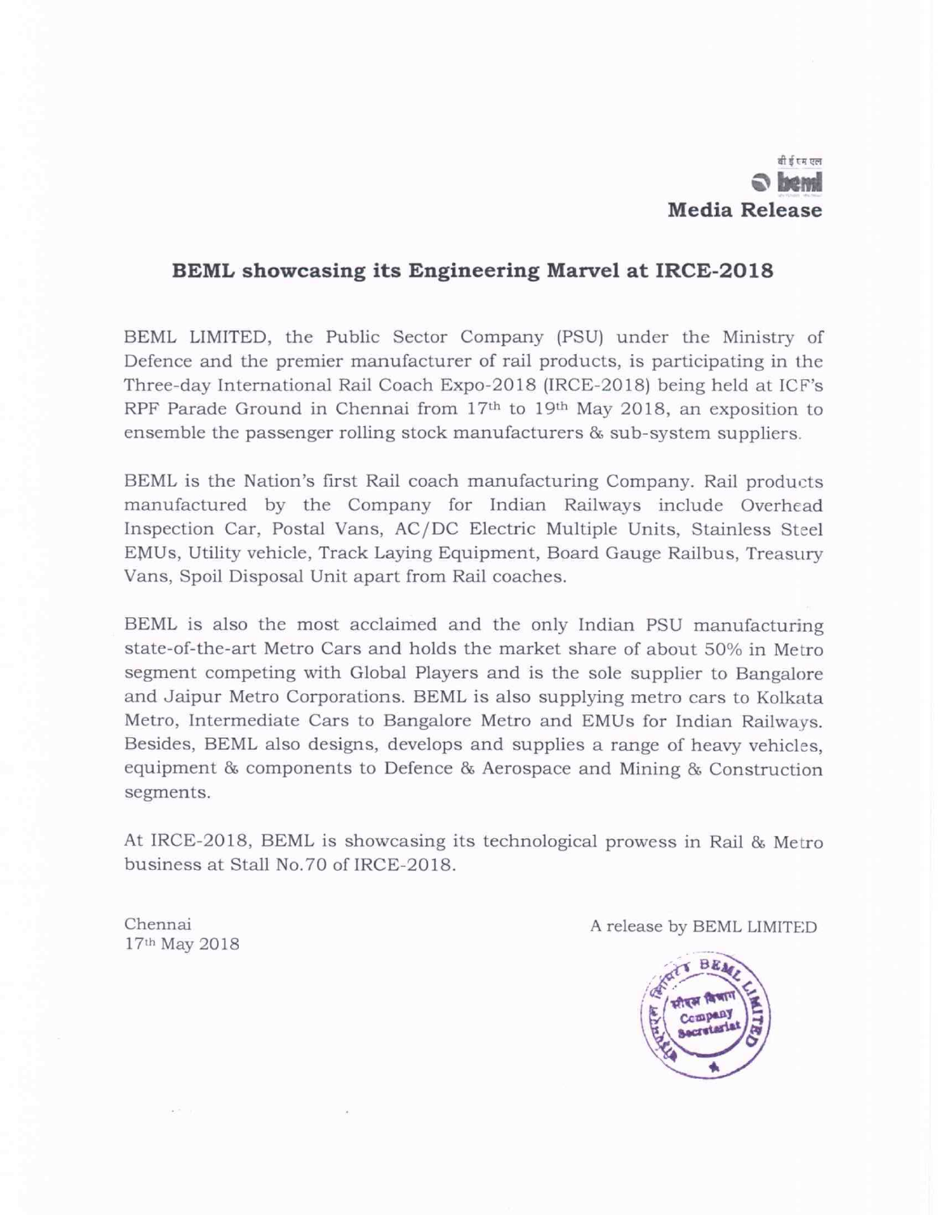बी ई एम एल
beml
**Media Release**

## BEML showcasing its Engineering Marvel at IRCE-2018

BEML LIMITED, the Public Sector Company (PSU) under the Ministry of Defence and the premier manufacturer of rail products, is participating in the Three-day International Rail Coach Expo-2018 (IRCE-2018) being held at ICF's RPF Parade Ground in Chennai from 17th to 19th May 2018, an exposition to ensemble the passenger rolling stock manufacturers & sub-system suppliers.

BEML is the Nation's first Rail coach manufacturing Company. Rail products manufactured by the Company for Indian Railways include Overhead Inspection Car, Postal Vans, AC/DC Electric Multiple Units, Stainless Steel EMUs, Utility vehicle, Track Laying Equipment, Board Gauge Railbus, Treasury Vans, Spoil Disposal Unit apart from Rail coaches.

BEML is also the most acclaimed and the only Indian PSU manufacturing state-of-the-art Metro Cars and holds the market share of about 50% in Metro segment competing with Global Players and is the sole supplier to Bangalore and Jaipur Metro Corporations. BEML is also supplying metro cars to Kolkata Metro, Intermediate Cars to Bangalore Metro and EMUs for Indian Railways. Besides, BEML also designs, develops and supplies a range of heavy vehicles, equipment & components to Defence & Aerospace and Mining & Construction segments.

At IRCE-2018, BEML is showcasing its technological prowess in Rail & Metro business at Stall No.70 of IRCE-2018.

Chennai
17th May 2018

A release by BEML LIMITED

BEML LIMITED
कंपनी सचिवालय
Company Secretariat